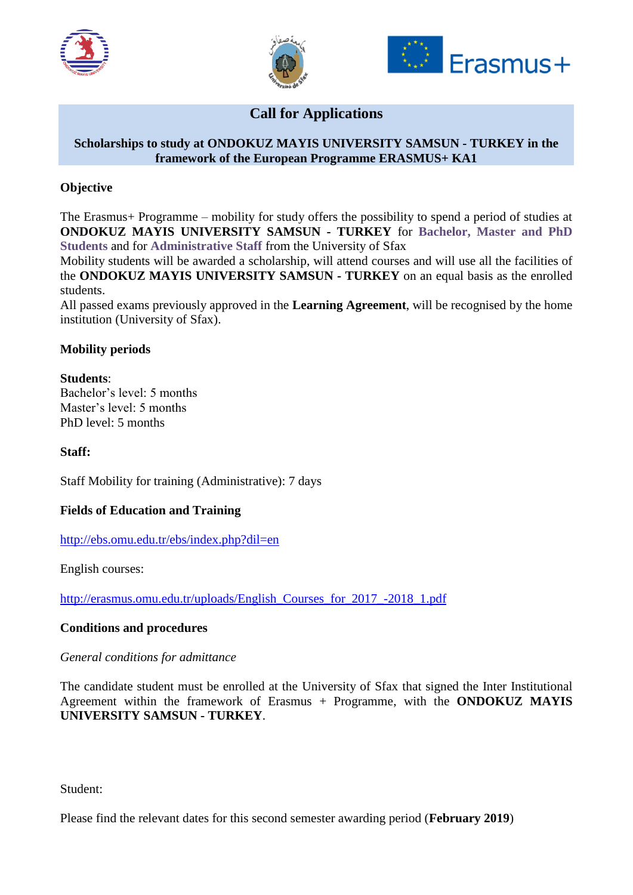# Call for Applications

**Scholarships to study at ONDOKUZ MAYIS UNIVERSITY SAMSUN - TURKEY in the framework of the European Programme ERASMUS+ KA1**

### Objective

The Erasmus+ Programme – mobility for study offers the possibility to spend a period of studies at **ONDOKUZ MAYIS UNIVERSITY SAMSUN - TURKEY** for **Bachelor, Master and PhD Students** and for **Administrative Staff** from the University of Sfax
Mobility students will be awarded a scholarship, will attend courses and will use all the facilities of the **ONDOKUZ MAYIS UNIVERSITY SAMSUN - TURKEY** on an equal basis as the enrolled students.
All passed exams previously approved in the **Learning Agreement**, will be recognised by the home institution (University of Sfax).

### Mobility periods

**Students**:
Bachelor's level: 5 months
Master's level: 5 months
PhD level: 5 months

**Staff:**

Staff Mobility for training (Administrative): 7 days

### Fields of Education and Training

http://ebs.omu.edu.tr/ebs/index.php?dil=en

English courses:

http://erasmus.omu.edu.tr/uploads/English_Courses_for_2017_-2018_1.pdf

### Conditions and procedures

*General conditions for admittance*

The candidate student must be enrolled at the University of Sfax that signed the Inter Institutional Agreement within the framework of Erasmus + Programme, with the **ONDOKUZ MAYIS UNIVERSITY SAMSUN - TURKEY**.

Student:

Please find the relevant dates for this second semester awarding period (**February 2019**)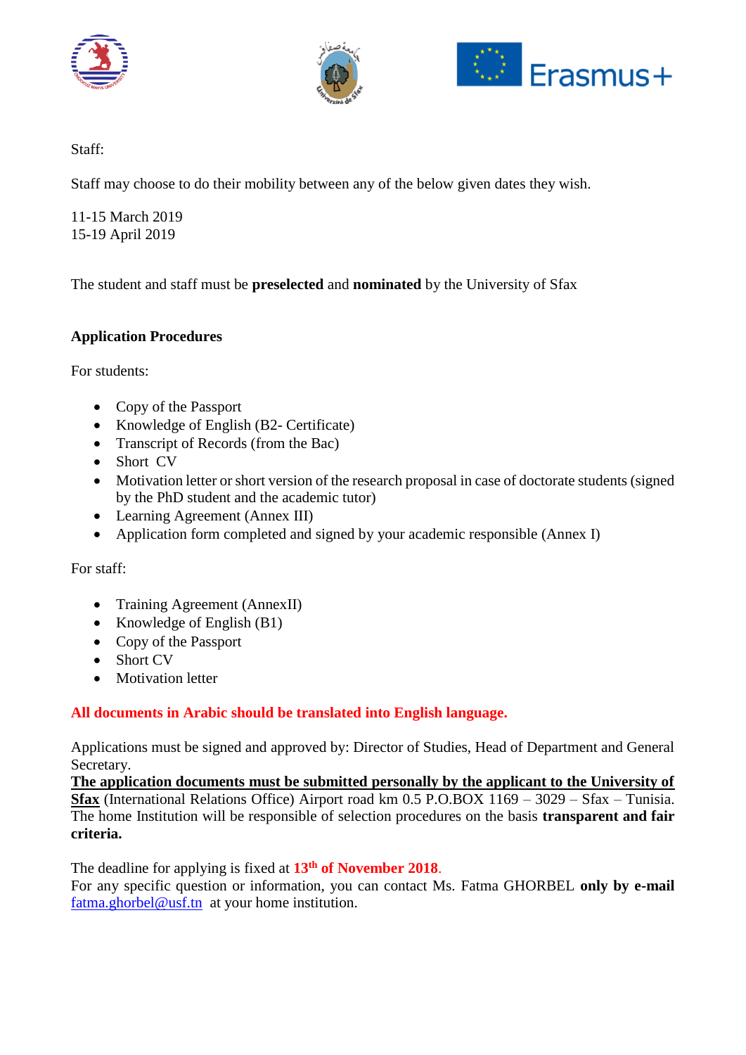Staff:

Staff may choose to do their mobility between any of the below given dates they wish.

11-15 March 2019
15-19 April 2019

The student and staff must be **preselected** and **nominated** by the University of Sfax

**Application Procedures**

For students:

- Copy of the Passport
- Knowledge of English (B2- Certificate)
- Transcript of Records (from the Bac)
- Short CV
- Motivation letter or short version of the research proposal in case of doctorate students (signed by the PhD student and the academic tutor)
- Learning Agreement (Annex III)
- Application form completed and signed by your academic responsible (Annex I)

For staff:

- Training Agreement (AnnexII)
- Knowledge of English (B1)
- Copy of the Passport
- Short CV
- Motivation letter

**All documents in Arabic should be translated into English language.**

Applications must be signed and approved by: Director of Studies, Head of Department and General Secretary.
**The application documents must be submitted personally by the applicant to the University of Sfax** (International Relations Office) Airport road km 0.5 P.O.BOX 1169 – 3029 – Sfax – Tunisia. The home Institution will be responsible of selection procedures on the basis **transparent and fair criteria.**

The deadline for applying is fixed at **13th of November 2018**.
For any specific question or information, you can contact Ms. Fatma GHORBEL **only by e-mail** fatma.ghorbel@usf.tn at your home institution.